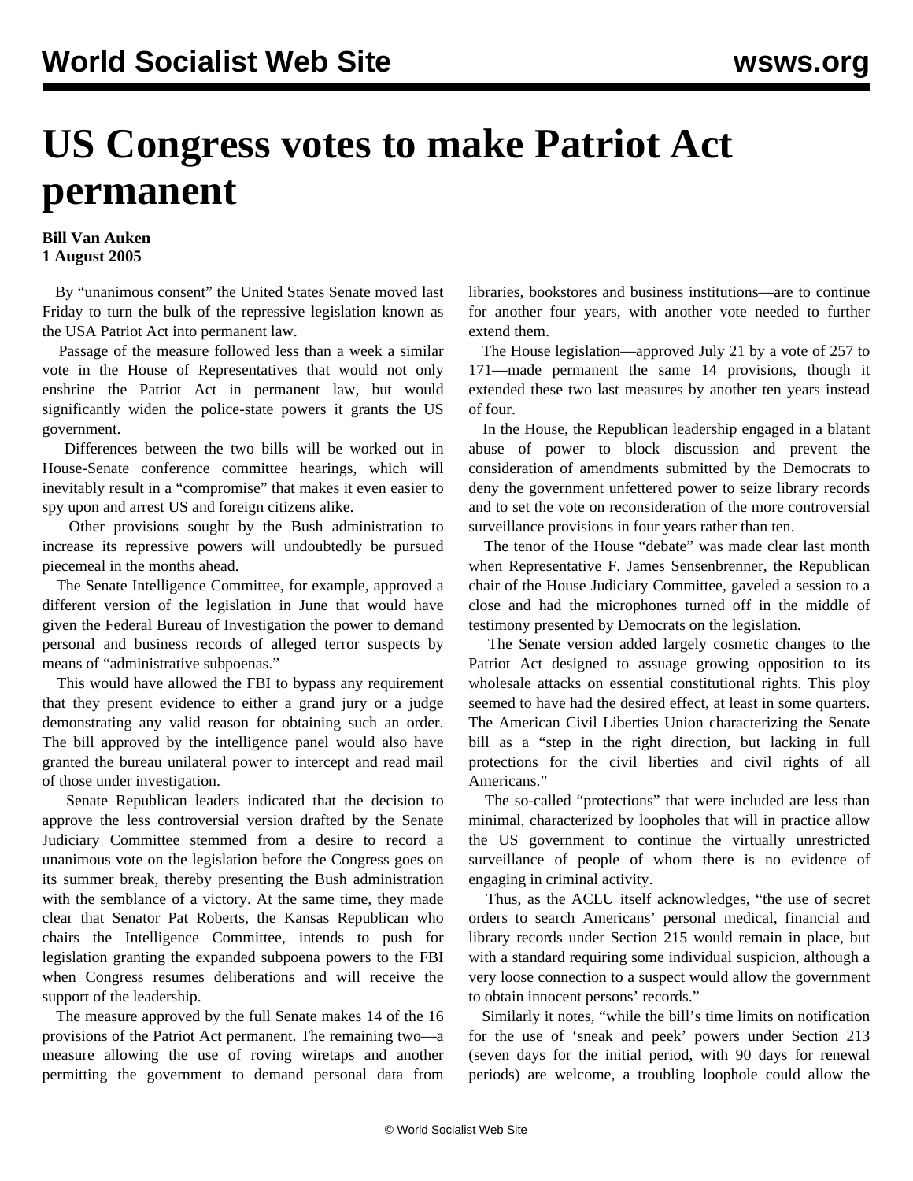# US Congress votes to make Patriot Act permanent

**Bill Van Auken**
**1 August 2005**

By "unanimous consent" the United States Senate moved last Friday to turn the bulk of the repressive legislation known as the USA Patriot Act into permanent law.

Passage of the measure followed less than a week a similar vote in the House of Representatives that would not only enshrine the Patriot Act in permanent law, but would significantly widen the police-state powers it grants the US government.

Differences between the two bills will be worked out in House-Senate conference committee hearings, which will inevitably result in a "compromise" that makes it even easier to spy upon and arrest US and foreign citizens alike.

Other provisions sought by the Bush administration to increase its repressive powers will undoubtedly be pursued piecemeal in the months ahead.

The Senate Intelligence Committee, for example, approved a different version of the legislation in June that would have given the Federal Bureau of Investigation the power to demand personal and business records of alleged terror suspects by means of "administrative subpoenas."

This would have allowed the FBI to bypass any requirement that they present evidence to either a grand jury or a judge demonstrating any valid reason for obtaining such an order. The bill approved by the intelligence panel would also have granted the bureau unilateral power to intercept and read mail of those under investigation.

Senate Republican leaders indicated that the decision to approve the less controversial version drafted by the Senate Judiciary Committee stemmed from a desire to record a unanimous vote on the legislation before the Congress goes on its summer break, thereby presenting the Bush administration with the semblance of a victory. At the same time, they made clear that Senator Pat Roberts, the Kansas Republican who chairs the Intelligence Committee, intends to push for legislation granting the expanded subpoena powers to the FBI when Congress resumes deliberations and will receive the support of the leadership.

The measure approved by the full Senate makes 14 of the 16 provisions of the Patriot Act permanent. The remaining two—a measure allowing the use of roving wiretaps and another permitting the government to demand personal data from libraries, bookstores and business institutions—are to continue for another four years, with another vote needed to further extend them.

The House legislation—approved July 21 by a vote of 257 to 171—made permanent the same 14 provisions, though it extended these two last measures by another ten years instead of four.

In the House, the Republican leadership engaged in a blatant abuse of power to block discussion and prevent the consideration of amendments submitted by the Democrats to deny the government unfettered power to seize library records and to set the vote on reconsideration of the more controversial surveillance provisions in four years rather than ten.

The tenor of the House "debate" was made clear last month when Representative F. James Sensenbrenner, the Republican chair of the House Judiciary Committee, gaveled a session to a close and had the microphones turned off in the middle of testimony presented by Democrats on the legislation.

The Senate version added largely cosmetic changes to the Patriot Act designed to assuage growing opposition to its wholesale attacks on essential constitutional rights. This ploy seemed to have had the desired effect, at least in some quarters. The American Civil Liberties Union characterizing the Senate bill as a "step in the right direction, but lacking in full protections for the civil liberties and civil rights of all Americans."

The so-called "protections" that were included are less than minimal, characterized by loopholes that will in practice allow the US government to continue the virtually unrestricted surveillance of people of whom there is no evidence of engaging in criminal activity.

Thus, as the ACLU itself acknowledges, "the use of secret orders to search Americans' personal medical, financial and library records under Section 215 would remain in place, but with a standard requiring some individual suspicion, although a very loose connection to a suspect would allow the government to obtain innocent persons' records."

Similarly it notes, "while the bill's time limits on notification for the use of 'sneak and peek' powers under Section 213 (seven days for the initial period, with 90 days for renewal periods) are welcome, a troubling loophole could allow the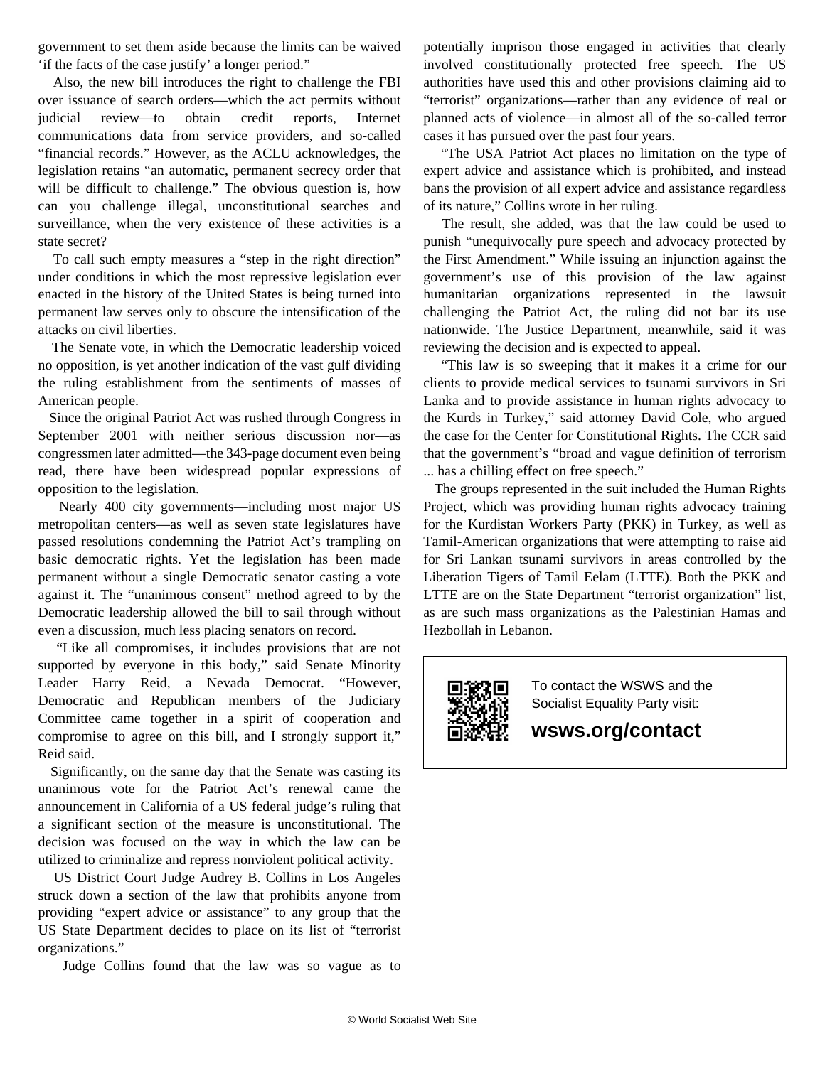government to set them aside because the limits can be waived 'if the facts of the case justify' a longer period."

Also, the new bill introduces the right to challenge the FBI over issuance of search orders—which the act permits without judicial review—to obtain credit reports, Internet communications data from service providers, and so-called "financial records." However, as the ACLU acknowledges, the legislation retains "an automatic, permanent secrecy order that will be difficult to challenge." The obvious question is, how can you challenge illegal, unconstitutional searches and surveillance, when the very existence of these activities is a state secret?

To call such empty measures a "step in the right direction" under conditions in which the most repressive legislation ever enacted in the history of the United States is being turned into permanent law serves only to obscure the intensification of the attacks on civil liberties.

The Senate vote, in which the Democratic leadership voiced no opposition, is yet another indication of the vast gulf dividing the ruling establishment from the sentiments of masses of American people.

Since the original Patriot Act was rushed through Congress in September 2001 with neither serious discussion nor—as congressmen later admitted—the 343-page document even being read, there have been widespread popular expressions of opposition to the legislation.

Nearly 400 city governments—including most major US metropolitan centers—as well as seven state legislatures have passed resolutions condemning the Patriot Act's trampling on basic democratic rights. Yet the legislation has been made permanent without a single Democratic senator casting a vote against it. The "unanimous consent" method agreed to by the Democratic leadership allowed the bill to sail through without even a discussion, much less placing senators on record.

"Like all compromises, it includes provisions that are not supported by everyone in this body," said Senate Minority Leader Harry Reid, a Nevada Democrat. "However, Democratic and Republican members of the Judiciary Committee came together in a spirit of cooperation and compromise to agree on this bill, and I strongly support it," Reid said.

Significantly, on the same day that the Senate was casting its unanimous vote for the Patriot Act's renewal came the announcement in California of a US federal judge's ruling that a significant section of the measure is unconstitutional. The decision was focused on the way in which the law can be utilized to criminalize and repress nonviolent political activity.

US District Court Judge Audrey B. Collins in Los Angeles struck down a section of the law that prohibits anyone from providing "expert advice or assistance" to any group that the US State Department decides to place on its list of "terrorist organizations."

Judge Collins found that the law was so vague as to potentially imprison those engaged in activities that clearly involved constitutionally protected free speech. The US authorities have used this and other provisions claiming aid to "terrorist" organizations—rather than any evidence of real or planned acts of violence—in almost all of the so-called terror cases it has pursued over the past four years.

"The USA Patriot Act places no limitation on the type of expert advice and assistance which is prohibited, and instead bans the provision of all expert advice and assistance regardless of its nature," Collins wrote in her ruling.

The result, she added, was that the law could be used to punish "unequivocally pure speech and advocacy protected by the First Amendment." While issuing an injunction against the government's use of this provision of the law against humanitarian organizations represented in the lawsuit challenging the Patriot Act, the ruling did not bar its use nationwide. The Justice Department, meanwhile, said it was reviewing the decision and is expected to appeal.

"This law is so sweeping that it makes it a crime for our clients to provide medical services to tsunami survivors in Sri Lanka and to provide assistance in human rights advocacy to the Kurds in Turkey," said attorney David Cole, who argued the case for the Center for Constitutional Rights. The CCR said that the government's "broad and vague definition of terrorism ... has a chilling effect on free speech."

The groups represented in the suit included the Human Rights Project, which was providing human rights advocacy training for the Kurdistan Workers Party (PKK) in Turkey, as well as Tamil-American organizations that were attempting to raise aid for Sri Lankan tsunami survivors in areas controlled by the Liberation Tigers of Tamil Eelam (LTTE). Both the PKK and LTTE are on the State Department "terrorist organization" list, as are such mass organizations as the Palestinian Hamas and Hezbollah in Lebanon.

To contact the WSWS and the Socialist Equality Party visit:

**wsws.org/contact**